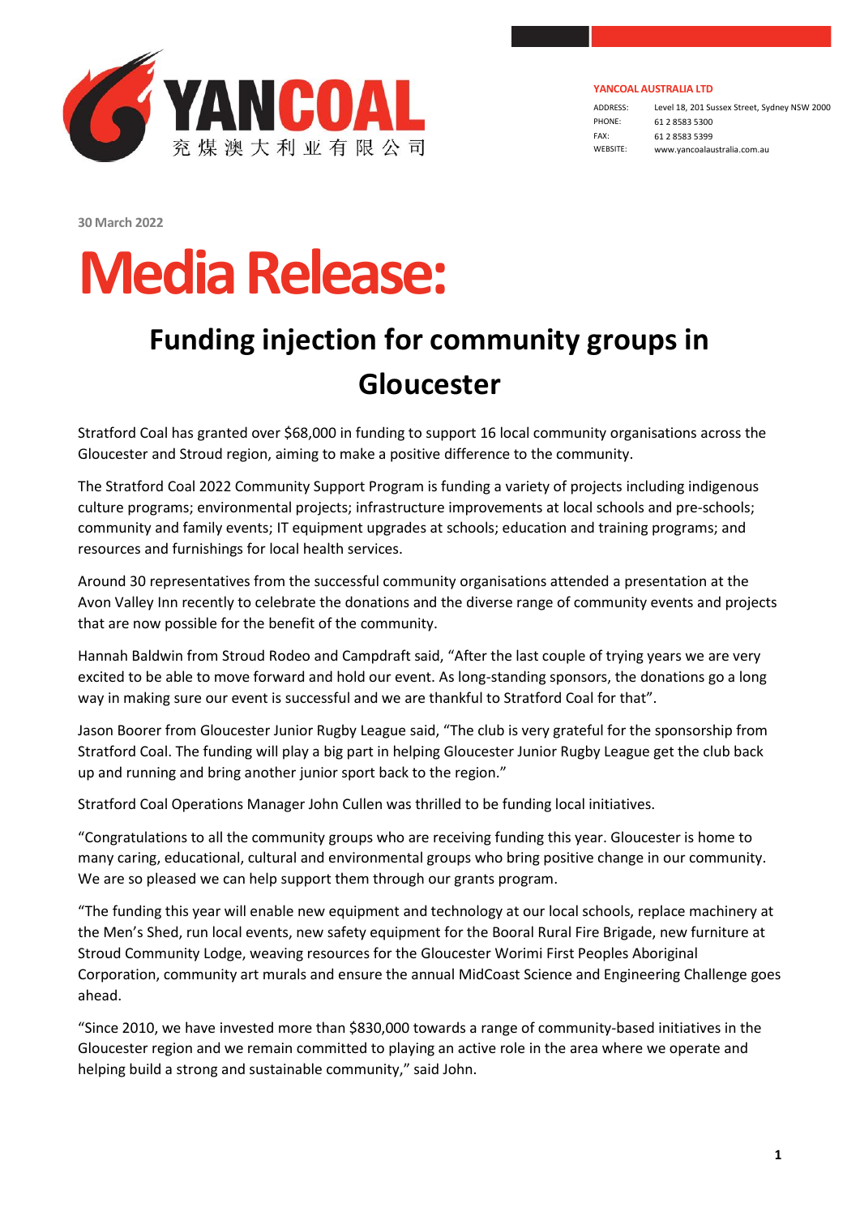**YANCOAL AUSTRALIA LTD**

ADDRESS: Level 18, 201 Sussex Street, Sydney NSW 2000
PHONE: 61 2 8583 5300
FAX: 61 2 8583 5399
WEBSITE: www.yancoalaustralia.com.au

30 March 2022

# Media Release:

## Funding injection for community groups in Gloucester

Stratford Coal has granted over $68,000 in funding to support 16 local community organisations across the Gloucester and Stroud region, aiming to make a positive difference to the community.

The Stratford Coal 2022 Community Support Program is funding a variety of projects including indigenous culture programs; environmental projects; infrastructure improvements at local schools and pre-schools; community and family events; IT equipment upgrades at schools; education and training programs; and resources and furnishings for local health services.

Around 30 representatives from the successful community organisations attended a presentation at the Avon Valley Inn recently to celebrate the donations and the diverse range of community events and projects that are now possible for the benefit of the community.

Hannah Baldwin from Stroud Rodeo and Campdraft said, "After the last couple of trying years we are very excited to be able to move forward and hold our event. As long-standing sponsors, the donations go a long way in making sure our event is successful and we are thankful to Stratford Coal for that".

Jason Boorer from Gloucester Junior Rugby League said, "The club is very grateful for the sponsorship from Stratford Coal. The funding will play a big part in helping Gloucester Junior Rugby League get the club back up and running and bring another junior sport back to the region."

Stratford Coal Operations Manager John Cullen was thrilled to be funding local initiatives.

"Congratulations to all the community groups who are receiving funding this year. Gloucester is home to many caring, educational, cultural and environmental groups who bring positive change in our community. We are so pleased we can help support them through our grants program.

"The funding this year will enable new equipment and technology at our local schools, replace machinery at the Men's Shed, run local events, new safety equipment for the Booral Rural Fire Brigade, new furniture at Stroud Community Lodge, weaving resources for the Gloucester Worimi First Peoples Aboriginal Corporation, community art murals and ensure the annual MidCoast Science and Engineering Challenge goes ahead.

"Since 2010, we have invested more than $830,000 towards a range of community-based initiatives in the Gloucester region and we remain committed to playing an active role in the area where we operate and helping build a strong and sustainable community," said John.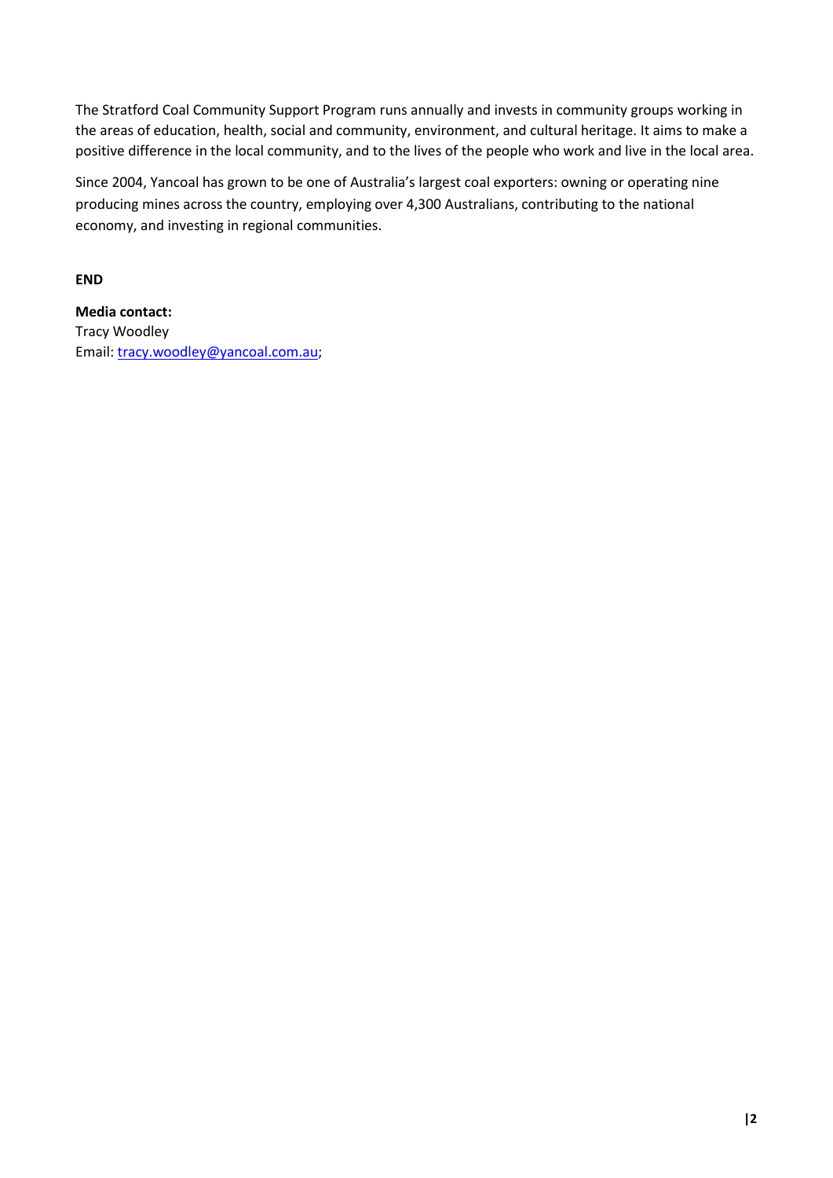The Stratford Coal Community Support Program runs annually and invests in community groups working in the areas of education, health, social and community, environment, and cultural heritage. It aims to make a positive difference in the local community, and to the lives of the people who work and live in the local area.

Since 2004, Yancoal has grown to be one of Australia's largest coal exporters: owning or operating nine producing mines across the country, employing over 4,300 Australians, contributing to the national economy, and investing in regional communities.

**END**

**Media contact:**
Tracy Woodley
Email: tracy.woodley@yancoal.com.au;